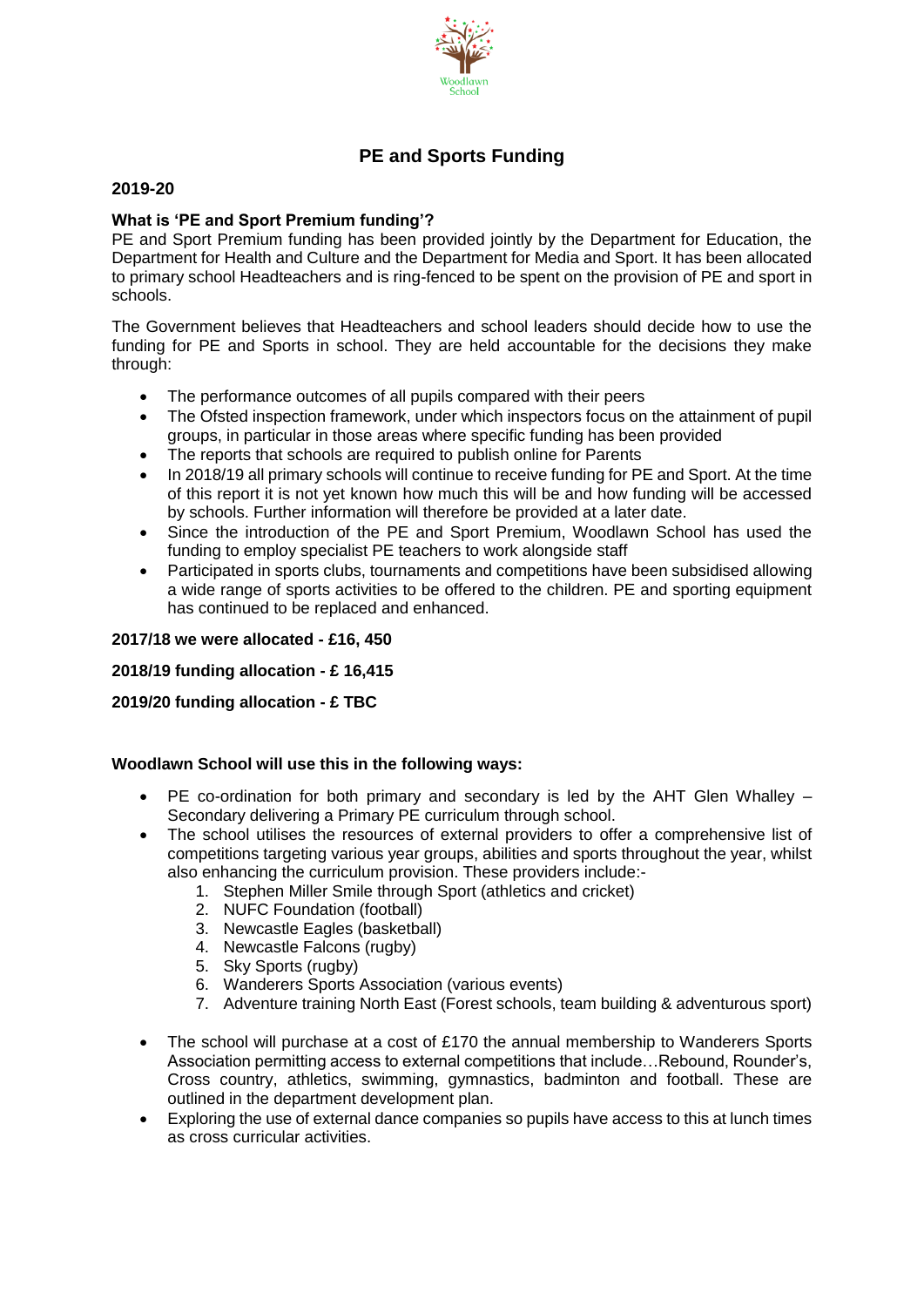# PE and Sports Funding

## 2019-20

### What is 'PE and Sport Premium funding'?

PE and Sport Premium funding has been provided jointly by the Department for Education, the Department for Health and Culture and the Department for Media and Sport. It has been allocated to primary school Headteachers and is ring-fenced to be spent on the provision of PE and sport in schools.

The Government believes that Headteachers and school leaders should decide how to use the funding for PE and Sports in school. They are held accountable for the decisions they make through:

- The performance outcomes of all pupils compared with their peers
- The Ofsted inspection framework, under which inspectors focus on the attainment of pupil groups, in particular in those areas where specific funding has been provided
- The reports that schools are required to publish online for Parents
- In 2018/19 all primary schools will continue to receive funding for PE and Sport. At the time of this report it is not yet known how much this will be and how funding will be accessed by schools. Further information will therefore be provided at a later date.
- Since the introduction of the PE and Sport Premium, Woodlawn School has used the funding to employ specialist PE teachers to work alongside staff
- Participated in sports clubs, tournaments and competitions have been subsidised allowing a wide range of sports activities to be offered to the children. PE and sporting equipment has continued to be replaced and enhanced.

**2017/18 we were allocated - £16, 450**

**2018/19 funding allocation - £ 16,415**

**2019/20 funding allocation - £ TBC**

**Woodlawn School will use this in the following ways:**

- PE co-ordination for both primary and secondary is led by the AHT Glen Whalley – Secondary delivering a Primary PE curriculum through school.
- The school utilises the resources of external providers to offer a comprehensive list of competitions targeting various year groups, abilities and sports throughout the year, whilst also enhancing the curriculum provision. These providers include:-
  1. Stephen Miller Smile through Sport (athletics and cricket)
  2. NUFC Foundation (football)
  3. Newcastle Eagles (basketball)
  4. Newcastle Falcons (rugby)
  5. Sky Sports (rugby)
  6. Wanderers Sports Association (various events)
  7. Adventure training North East (Forest schools, team building & adventurous sport)

- The school will purchase at a cost of £170 the annual membership to Wanderers Sports Association permitting access to external competitions that include…Rebound, Rounder's, Cross country, athletics, swimming, gymnastics, badminton and football. These are outlined in the department development plan.
- Exploring the use of external dance companies so pupils have access to this at lunch times as cross curricular activities.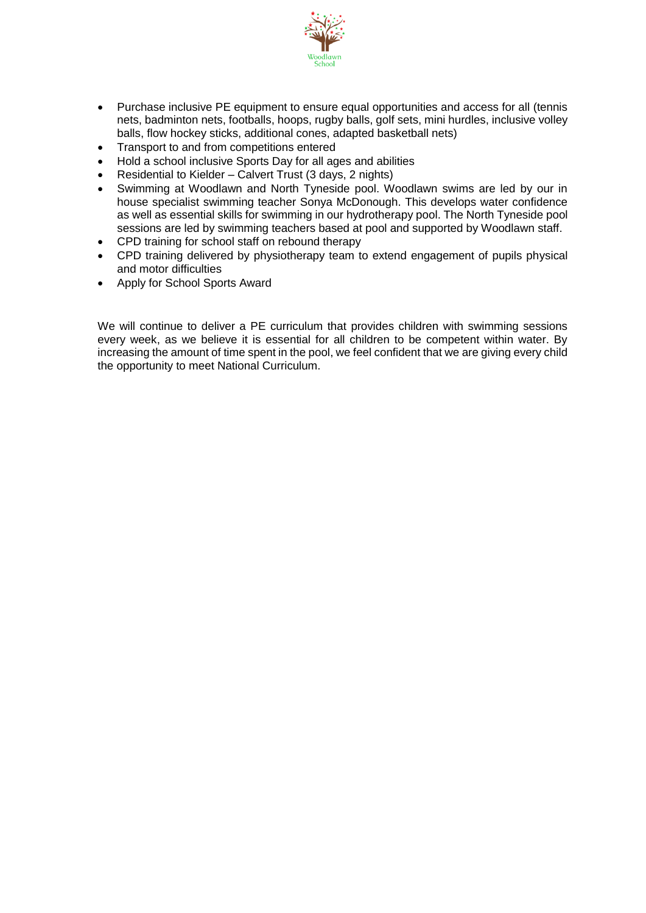- Purchase inclusive PE equipment to ensure equal opportunities and access for all (tennis nets, badminton nets, footballs, hoops, rugby balls, golf sets, mini hurdles, inclusive volley balls, flow hockey sticks, additional cones, adapted basketball nets)
- Transport to and from competitions entered
- Hold a school inclusive Sports Day for all ages and abilities
- Residential to Kielder – Calvert Trust (3 days, 2 nights)
- Swimming at Woodlawn and North Tyneside pool. Woodlawn swims are led by our in house specialist swimming teacher Sonya McDonough. This develops water confidence as well as essential skills for swimming in our hydrotherapy pool. The North Tyneside pool sessions are led by swimming teachers based at pool and supported by Woodlawn staff.
- CPD training for school staff on rebound therapy
- CPD training delivered by physiotherapy team to extend engagement of pupils physical and motor difficulties
- Apply for School Sports Award

We will continue to deliver a PE curriculum that provides children with swimming sessions every week, as we believe it is essential for all children to be competent within water. By increasing the amount of time spent in the pool, we feel confident that we are giving every child the opportunity to meet National Curriculum.